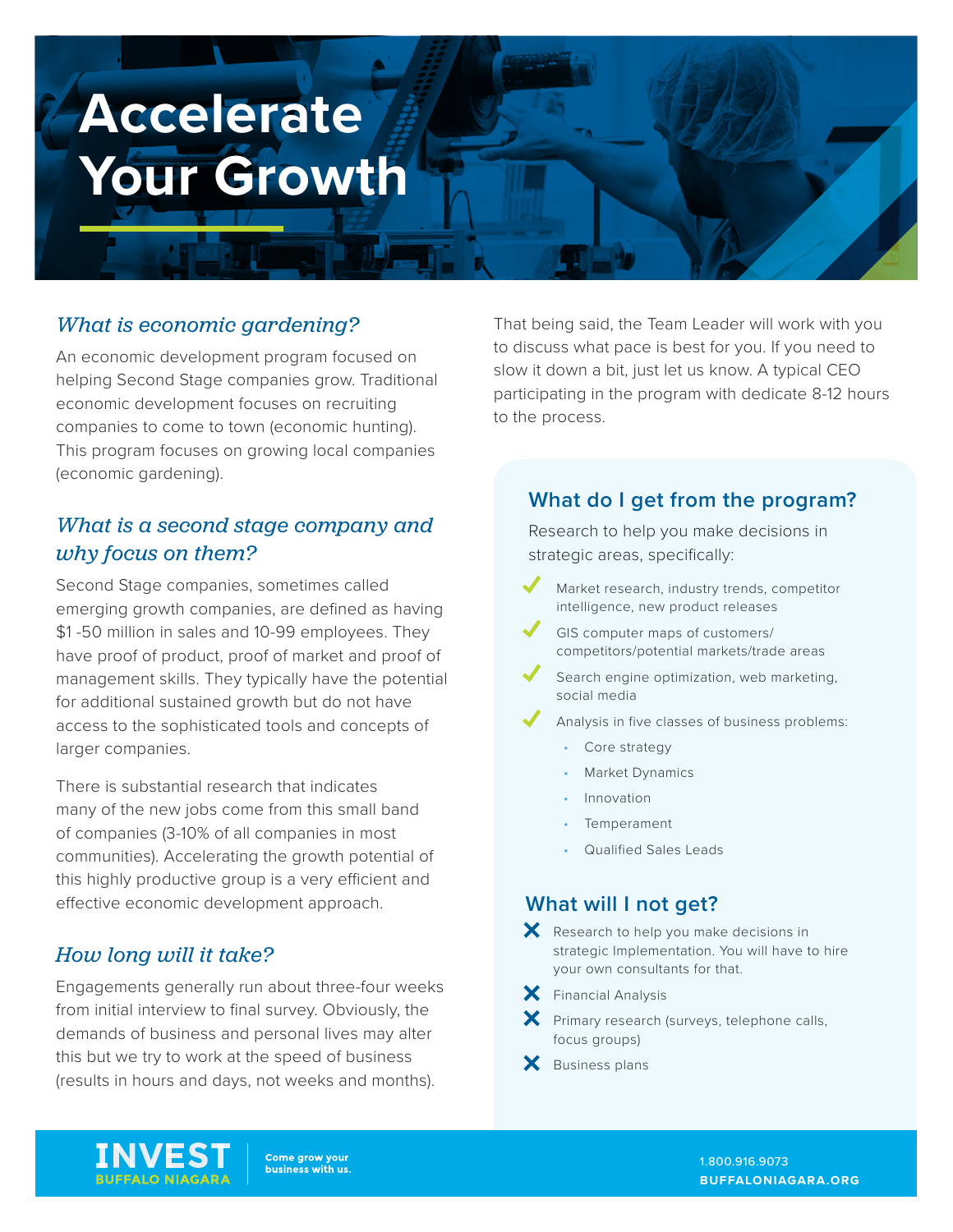# Accelerate Your Growth

## *What is economic gardening?*

An economic development program focused on helping Second Stage companies grow. Traditional economic development focuses on recruiting companies to come to town (economic hunting). This program focuses on growing local companies (economic gardening).

## *What is a second stage company and why focus on them?*

Second Stage companies, sometimes called emerging growth companies, are defined as having $1 -50 million in sales and 10-99 employees. They have proof of product, proof of market and proof of management skills. They typically have the potential for additional sustained growth but do not have access to the sophisticated tools and concepts of larger companies.

There is substantial research that indicates many of the new jobs come from this small band of companies (3-10% of all companies in most communities). Accelerating the growth potential of this highly productive group is a very efficient and effective economic development approach.

## *How long will it take?*

Engagements generally run about three-four weeks from initial interview to final survey. Obviously, the demands of business and personal lives may alter this but we try to work at the speed of business (results in hours and days, not weeks and months).

That being said, the Team Leader will work with you to discuss what pace is best for you. If you need to slow it down a bit, just let us know. A typical CEO participating in the program with dedicate 8-12 hours to the process.

## What do I get from the program?

Research to help you make decisions in strategic areas, specifically:

- ✓ Market research, industry trends, competitor intelligence, new product releases
- ✓ GIS computer maps of customers/ competitors/potential markets/trade areas
- ✓ Search engine optimization, web marketing, social media
- ✓ Analysis in five classes of business problems:
  - Core strategy
  - Market Dynamics
  - Innovation
  - Temperament
  - Qualified Sales Leads

## What will I not get?

- ✗ Research to help you make decisions in strategic Implementation. You will have to hire your own consultants for that.
- ✗ Financial Analysis
- ✗ Primary research (surveys, telephone calls, focus groups)
- ✗ Business plans

**INVEST BUFFALO NIAGARA** | **Come grow your business with us.**

1.800.916.9073
**BUFFALONIAGARA.ORG**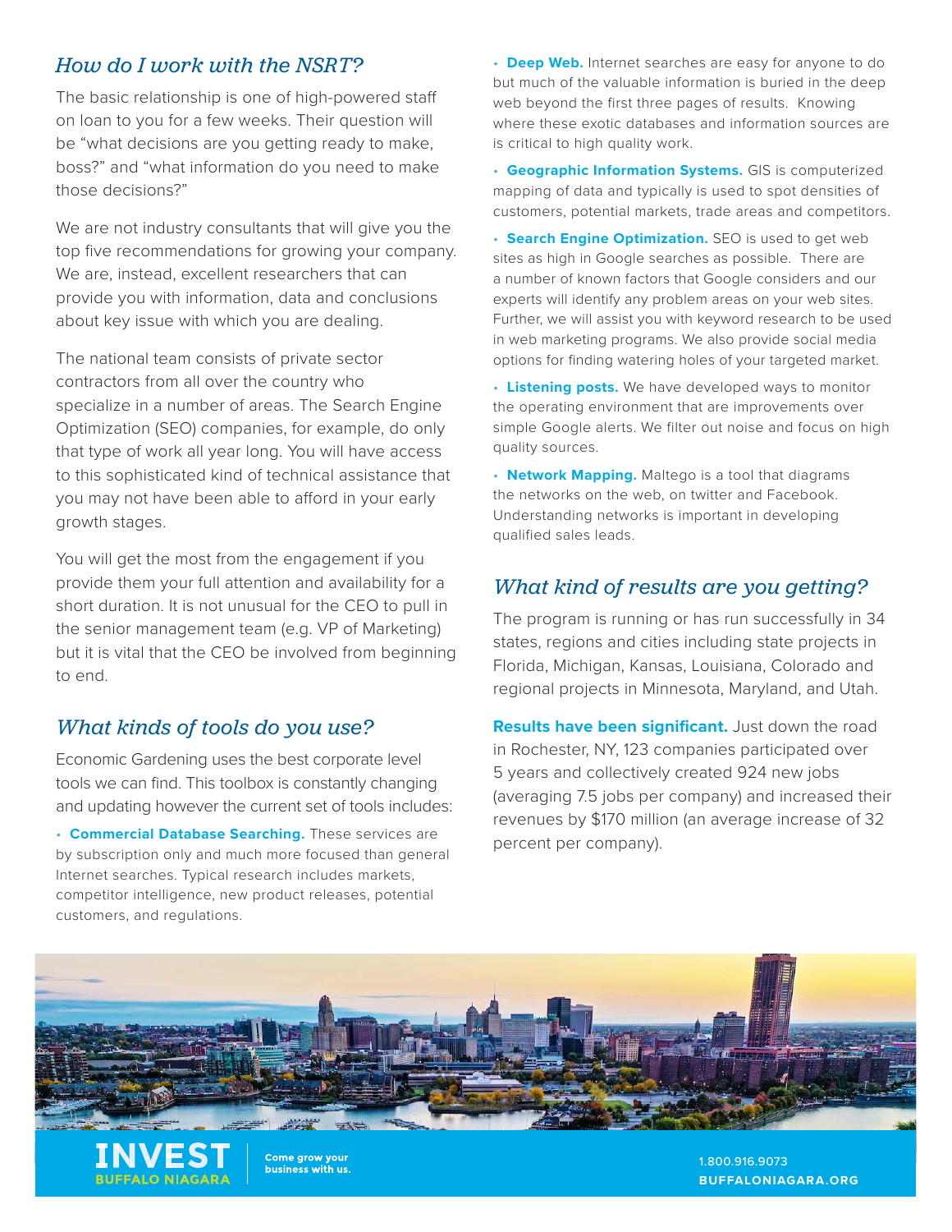## *How do I work with the NSRT?*

The basic relationship is one of high-powered staff on loan to you for a few weeks. Their question will be "what decisions are you getting ready to make, boss?" and "what information do you need to make those decisions?"

We are not industry consultants that will give you the top five recommendations for growing your company. We are, instead, excellent researchers that can provide you with information, data and conclusions about key issue with which you are dealing.

The national team consists of private sector contractors from all over the country who specialize in a number of areas. The Search Engine Optimization (SEO) companies, for example, do only that type of work all year long. You will have access to this sophisticated kind of technical assistance that you may not have been able to afford in your early growth stages.

You will get the most from the engagement if you provide them your full attention and availability for a short duration. It is not unusual for the CEO to pull in the senior management team (e.g. VP of Marketing) but it is vital that the CEO be involved from beginning to end.

## *What kinds of tools do you use?*

Economic Gardening uses the best corporate level tools we can find. This toolbox is constantly changing and updating however the current set of tools includes:

- **Commercial Database Searching.** These services are by subscription only and much more focused than general Internet searches. Typical research includes markets, competitor intelligence, new product releases, potential customers, and regulations.
- **Deep Web.** Internet searches are easy for anyone to do but much of the valuable information is buried in the deep web beyond the first three pages of results. Knowing where these exotic databases and information sources are is critical to high quality work.
- **Geographic Information Systems.** GIS is computerized mapping of data and typically is used to spot densities of customers, potential markets, trade areas and competitors.
- **Search Engine Optimization.** SEO is used to get web sites as high in Google searches as possible. There are a number of known factors that Google considers and our experts will identify any problem areas on your web sites. Further, we will assist you with keyword research to be used in web marketing programs. We also provide social media options for finding watering holes of your targeted market.
- **Listening posts.** We have developed ways to monitor the operating environment that are improvements over simple Google alerts. We filter out noise and focus on high quality sources.
- **Network Mapping.** Maltego is a tool that diagrams the networks on the web, on twitter and Facebook. Understanding networks is important in developing qualified sales leads.

## *What kind of results are you getting?*

The program is running or has run successfully in 34 states, regions and cities including state projects in Florida, Michigan, Kansas, Louisiana, Colorado and regional projects in Minnesota, Maryland, and Utah.

**Results have been significant.** Just down the road in Rochester, NY, 123 companies participated over 5 years and collectively created 924 new jobs (averaging 7.5 jobs per company) and increased their revenues by $170 million (an average increase of 32 percent per company).

INVEST BUFFALO NIAGARA

Come grow your business with us.

1.800.916.9073

BUFFALONIAGARA.ORG